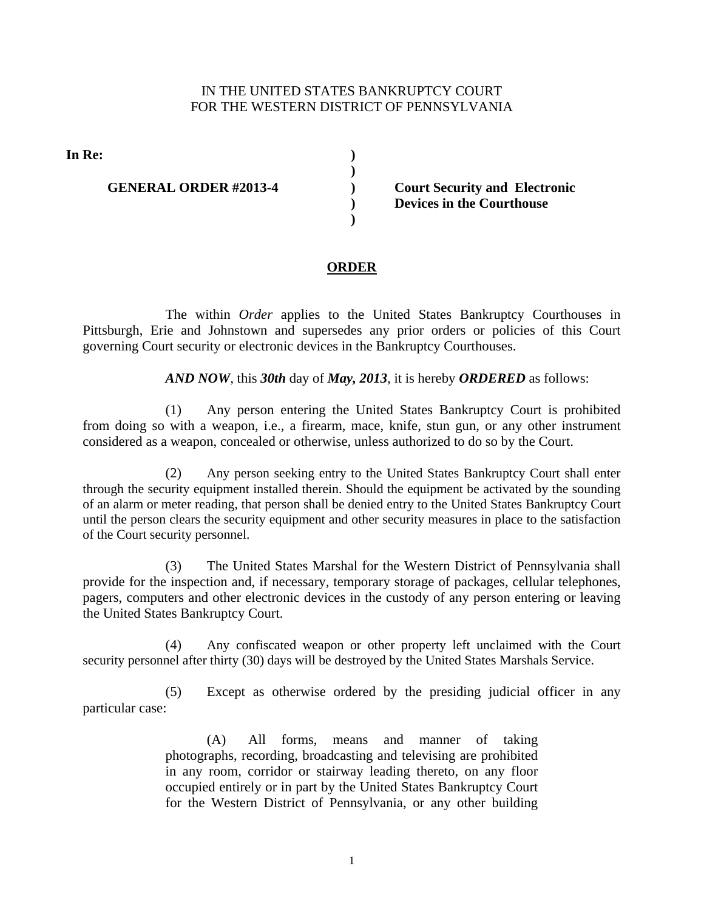IN THE UNITED STATES BANKRUPTCY COURT
FOR THE WESTERN DISTRICT OF PENNSYLVANIA

**In Re:**

**GENERAL ORDER #2013-4** ) **Court Security and Electronic Devices in the Courthouse**

## ORDER

The within *Order* applies to the United States Bankruptcy Courthouses in Pittsburgh, Erie and Johnstown and supersedes any prior orders or policies of this Court governing Court security or electronic devices in the Bankruptcy Courthouses.

***AND NOW***, this ***30th*** day of ***May, 2013***, it is hereby ***ORDERED*** as follows:

(1) Any person entering the United States Bankruptcy Court is prohibited from doing so with a weapon, i.e., a firearm, mace, knife, stun gun, or any other instrument considered as a weapon, concealed or otherwise, unless authorized to do so by the Court.

(2) Any person seeking entry to the United States Bankruptcy Court shall enter through the security equipment installed therein. Should the equipment be activated by the sounding of an alarm or meter reading, that person shall be denied entry to the United States Bankruptcy Court until the person clears the security equipment and other security measures in place to the satisfaction of the Court security personnel.

(3) The United States Marshal for the Western District of Pennsylvania shall provide for the inspection and, if necessary, temporary storage of packages, cellular telephones, pagers, computers and other electronic devices in the custody of any person entering or leaving the United States Bankruptcy Court.

(4) Any confiscated weapon or other property left unclaimed with the Court security personnel after thirty (30) days will be destroyed by the United States Marshals Service.

(5) Except as otherwise ordered by the presiding judicial officer in any particular case:

> (A) All forms, means and manner of taking photographs, recording, broadcasting and televising are prohibited in any room, corridor or stairway leading thereto, on any floor occupied entirely or in part by the United States Bankruptcy Court for the Western District of Pennsylvania, or any other building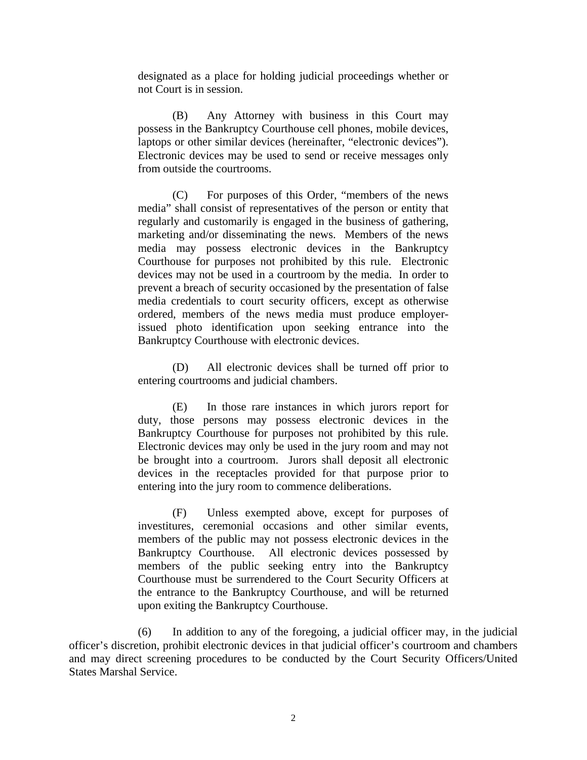designated as a place for holding judicial proceedings whether or not Court is in session.

(B) Any Attorney with business in this Court may possess in the Bankruptcy Courthouse cell phones, mobile devices, laptops or other similar devices (hereinafter, "electronic devices"). Electronic devices may be used to send or receive messages only from outside the courtrooms.

(C) For purposes of this Order, "members of the news media" shall consist of representatives of the person or entity that regularly and customarily is engaged in the business of gathering, marketing and/or disseminating the news. Members of the news media may possess electronic devices in the Bankruptcy Courthouse for purposes not prohibited by this rule. Electronic devices may not be used in a courtroom by the media. In order to prevent a breach of security occasioned by the presentation of false media credentials to court security officers, except as otherwise ordered, members of the news media must produce employer-issued photo identification upon seeking entrance into the Bankruptcy Courthouse with electronic devices.

(D) All electronic devices shall be turned off prior to entering courtrooms and judicial chambers.

(E) In those rare instances in which jurors report for duty, those persons may possess electronic devices in the Bankruptcy Courthouse for purposes not prohibited by this rule. Electronic devices may only be used in the jury room and may not be brought into a courtroom. Jurors shall deposit all electronic devices in the receptacles provided for that purpose prior to entering into the jury room to commence deliberations.

(F) Unless exempted above, except for purposes of investitures, ceremonial occasions and other similar events, members of the public may not possess electronic devices in the Bankruptcy Courthouse. All electronic devices possessed by members of the public seeking entry into the Bankruptcy Courthouse must be surrendered to the Court Security Officers at the entrance to the Bankruptcy Courthouse, and will be returned upon exiting the Bankruptcy Courthouse.

(6) In addition to any of the foregoing, a judicial officer may, in the judicial officer's discretion, prohibit electronic devices in that judicial officer's courtroom and chambers and may direct screening procedures to be conducted by the Court Security Officers/United States Marshal Service.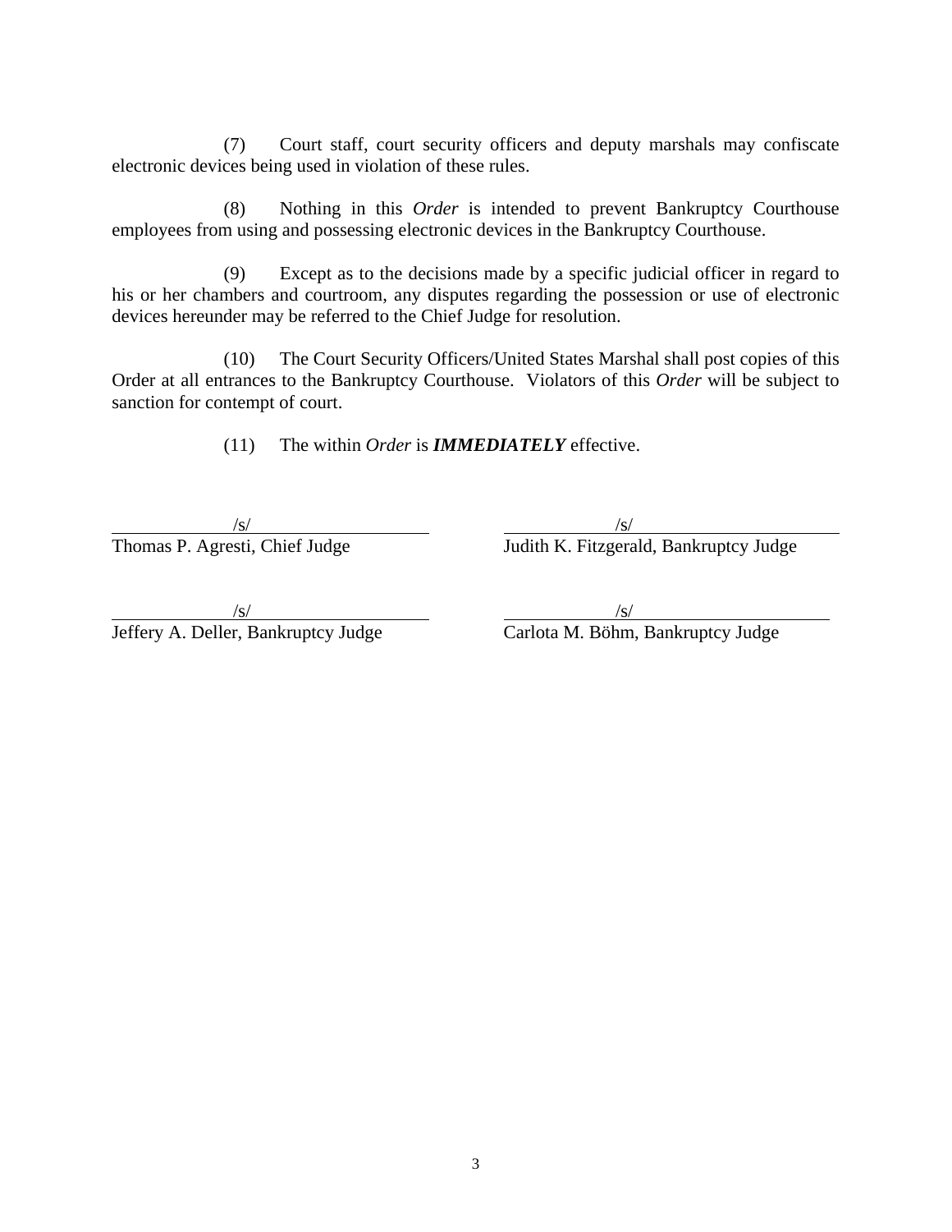(7) Court staff, court security officers and deputy marshals may confiscate electronic devices being used in violation of these rules.

(8) Nothing in this *Order* is intended to prevent Bankruptcy Courthouse employees from using and possessing electronic devices in the Bankruptcy Courthouse.

(9) Except as to the decisions made by a specific judicial officer in regard to his or her chambers and courtroom, any disputes regarding the possession or use of electronic devices hereunder may be referred to the Chief Judge for resolution.

(10) The Court Security Officers/United States Marshal shall post copies of this Order at all entrances to the Bankruptcy Courthouse. Violators of this *Order* will be subject to sanction for contempt of court.

(11) The within *Order* is ***IMMEDIATELY*** effective.

/s/
Thomas P. Agresti, Chief Judge

/s/
Judith K. Fitzgerald, Bankruptcy Judge

/s/
Jeffery A. Deller, Bankruptcy Judge

/s/
Carlota M. Böhm, Bankruptcy Judge